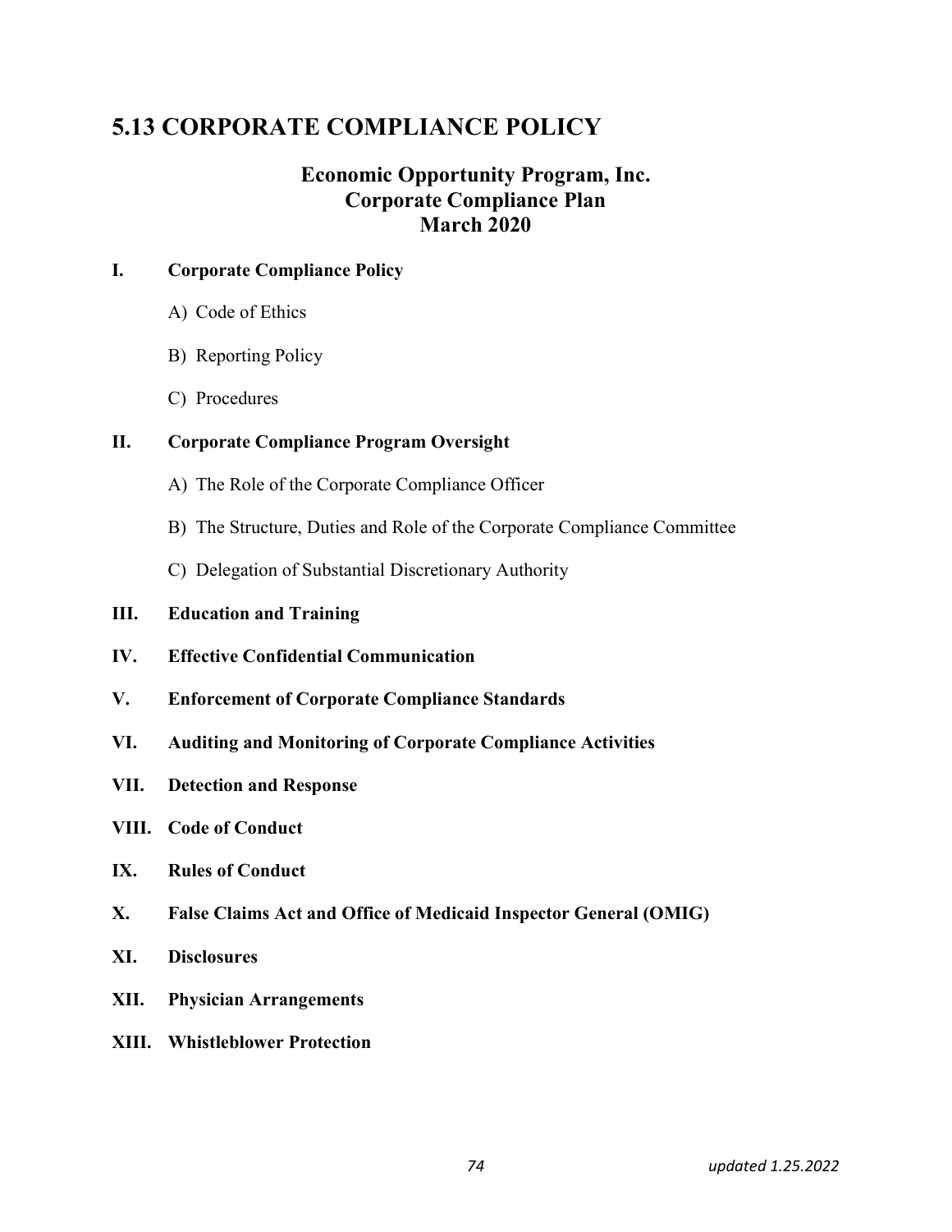# 5.13 CORPORATE COMPLIANCE POLICY

## Economic Opportunity Program, Inc.
## Corporate Compliance Plan
## March 2020

**I. Corporate Compliance Policy**

- A) Code of Ethics
- B) Reporting Policy
- C) Procedures

**II. Corporate Compliance Program Oversight**

- A) The Role of the Corporate Compliance Officer
- B) The Structure, Duties and Role of the Corporate Compliance Committee
- C) Delegation of Substantial Discretionary Authority

**III. Education and Training**

**IV. Effective Confidential Communication**

**V. Enforcement of Corporate Compliance Standards**

**VI. Auditing and Monitoring of Corporate Compliance Activities**

**VII. Detection and Response**

**VIII. Code of Conduct**

**IX. Rules of Conduct**

**X. False Claims Act and Office of Medicaid Inspector General (OMIG)**

**XI. Disclosures**

**XII. Physician Arrangements**

**XIII. Whistleblower Protection**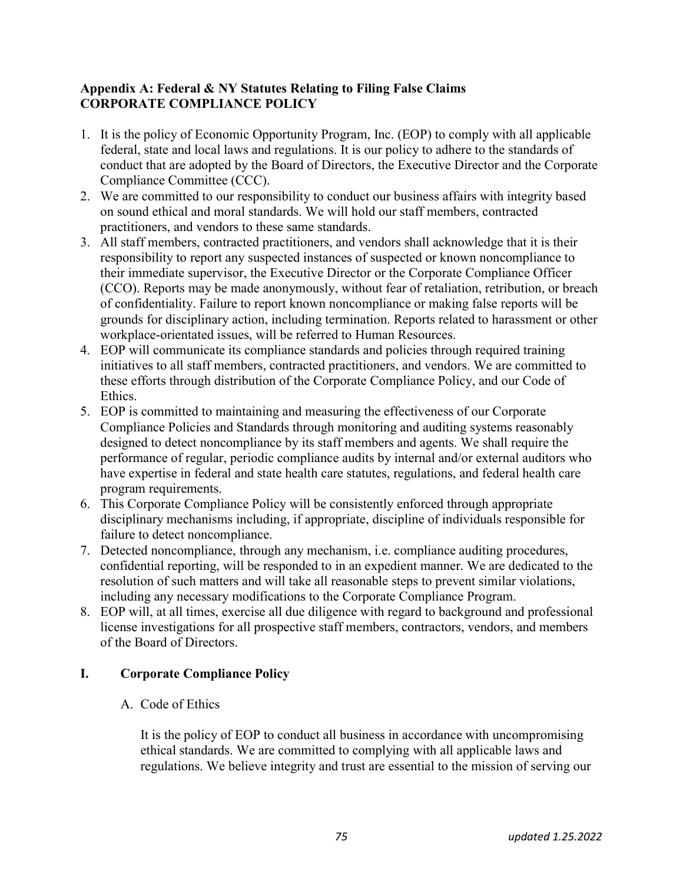**Appendix A: Federal & NY Statutes Relating to Filing False Claims**
**CORPORATE COMPLIANCE POLICY**

1. It is the policy of Economic Opportunity Program, Inc. (EOP) to comply with all applicable federal, state and local laws and regulations. It is our policy to adhere to the standards of conduct that are adopted by the Board of Directors, the Executive Director and the Corporate Compliance Committee (CCC).
2. We are committed to our responsibility to conduct our business affairs with integrity based on sound ethical and moral standards. We will hold our staff members, contracted practitioners, and vendors to these same standards.
3. All staff members, contracted practitioners, and vendors shall acknowledge that it is their responsibility to report any suspected instances of suspected or known noncompliance to their immediate supervisor, the Executive Director or the Corporate Compliance Officer (CCO). Reports may be made anonymously, without fear of retaliation, retribution, or breach of confidentiality. Failure to report known noncompliance or making false reports will be grounds for disciplinary action, including termination. Reports related to harassment or other workplace-orientated issues, will be referred to Human Resources.
4. EOP will communicate its compliance standards and policies through required training initiatives to all staff members, contracted practitioners, and vendors. We are committed to these efforts through distribution of the Corporate Compliance Policy, and our Code of Ethics.
5. EOP is committed to maintaining and measuring the effectiveness of our Corporate Compliance Policies and Standards through monitoring and auditing systems reasonably designed to detect noncompliance by its staff members and agents. We shall require the performance of regular, periodic compliance audits by internal and/or external auditors who have expertise in federal and state health care statutes, regulations, and federal health care program requirements.
6. This Corporate Compliance Policy will be consistently enforced through appropriate disciplinary mechanisms including, if appropriate, discipline of individuals responsible for failure to detect noncompliance.
7. Detected noncompliance, through any mechanism, i.e. compliance auditing procedures, confidential reporting, will be responded to in an expedient manner. We are dedicated to the resolution of such matters and will take all reasonable steps to prevent similar violations, including any necessary modifications to the Corporate Compliance Program.
8. EOP will, at all times, exercise all due diligence with regard to background and professional license investigations for all prospective staff members, contractors, vendors, and members of the Board of Directors.

## I. Corporate Compliance Policy

### A. Code of Ethics

It is the policy of EOP to conduct all business in accordance with uncompromising ethical standards. We are committed to complying with all applicable laws and regulations. We believe integrity and trust are essential to the mission of serving our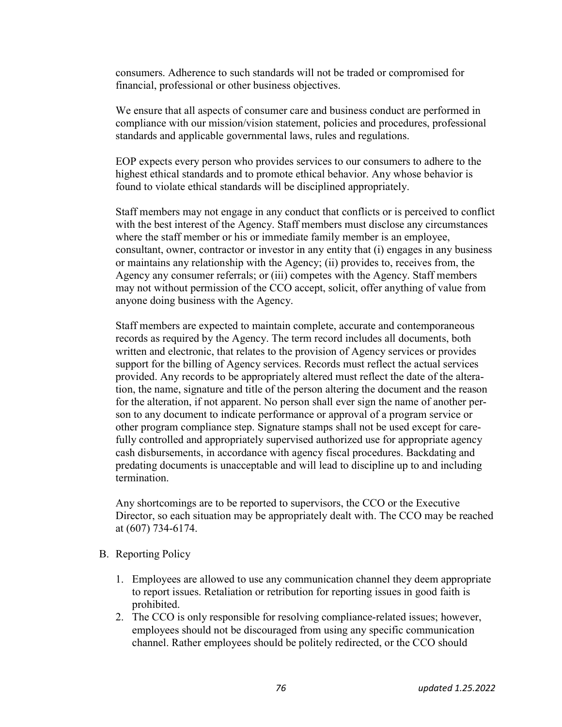consumers. Adherence to such standards will not be traded or compromised for financial, professional or other business objectives.

We ensure that all aspects of consumer care and business conduct are performed in compliance with our mission/vision statement, policies and procedures, professional standards and applicable governmental laws, rules and regulations.

EOP expects every person who provides services to our consumers to adhere to the highest ethical standards and to promote ethical behavior. Any whose behavior is found to violate ethical standards will be disciplined appropriately.

Staff members may not engage in any conduct that conflicts or is perceived to conflict with the best interest of the Agency. Staff members must disclose any circumstances where the staff member or his or immediate family member is an employee, consultant, owner, contractor or investor in any entity that (i) engages in any business or maintains any relationship with the Agency; (ii) provides to, receives from, the Agency any consumer referrals; or (iii) competes with the Agency. Staff members may not without permission of the CCO accept, solicit, offer anything of value from anyone doing business with the Agency.

Staff members are expected to maintain complete, accurate and contemporaneous records as required by the Agency. The term record includes all documents, both written and electronic, that relates to the provision of Agency services or provides support for the billing of Agency services. Records must reflect the actual services provided. Any records to be appropriately altered must reflect the date of the alteration, the name, signature and title of the person altering the document and the reason for the alteration, if not apparent. No person shall ever sign the name of another person to any document to indicate performance or approval of a program service or other program compliance step. Signature stamps shall not be used except for carefully controlled and appropriately supervised authorized use for appropriate agency cash disbursements, in accordance with agency fiscal procedures. Backdating and predating documents is unacceptable and will lead to discipline up to and including termination.

Any shortcomings are to be reported to supervisors, the CCO or the Executive Director, so each situation may be appropriately dealt with. The CCO may be reached at (607) 734-6174.

B. Reporting Policy

1. Employees are allowed to use any communication channel they deem appropriate to report issues. Retaliation or retribution for reporting issues in good faith is prohibited.
2. The CCO is only responsible for resolving compliance-related issues; however, employees should not be discouraged from using any specific communication channel. Rather employees should be politely redirected, or the CCO should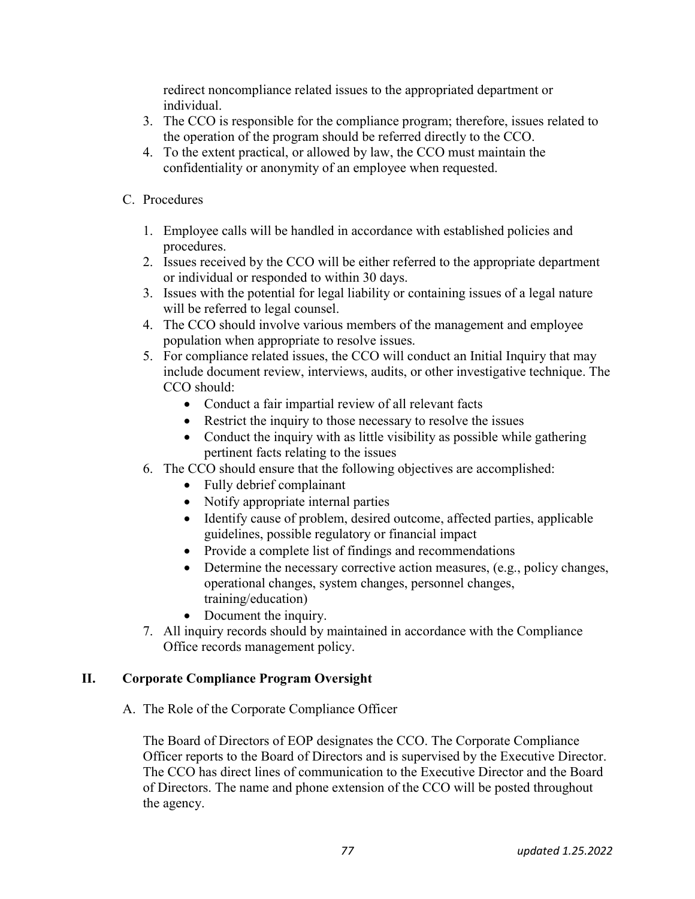redirect noncompliance related issues to the appropriated department or individual.

3. The CCO is responsible for the compliance program; therefore, issues related to the operation of the program should be referred directly to the CCO.
4. To the extent practical, or allowed by law, the CCO must maintain the confidentiality or anonymity of an employee when requested.

C. Procedures

1. Employee calls will be handled in accordance with established policies and procedures.
2. Issues received by the CCO will be either referred to the appropriate department or individual or responded to within 30 days.
3. Issues with the potential for legal liability or containing issues of a legal nature will be referred to legal counsel.
4. The CCO should involve various members of the management and employee population when appropriate to resolve issues.
5. For compliance related issues, the CCO will conduct an Initial Inquiry that may include document review, interviews, audits, or other investigative technique. The CCO should:
   - Conduct a fair impartial review of all relevant facts
   - Restrict the inquiry to those necessary to resolve the issues
   - Conduct the inquiry with as little visibility as possible while gathering pertinent facts relating to the issues
6. The CCO should ensure that the following objectives are accomplished:
   - Fully debrief complainant
   - Notify appropriate internal parties
   - Identify cause of problem, desired outcome, affected parties, applicable guidelines, possible regulatory or financial impact
   - Provide a complete list of findings and recommendations
   - Determine the necessary corrective action measures, (e.g., policy changes, operational changes, system changes, personnel changes, training/education)
   - Document the inquiry.
7. All inquiry records should by maintained in accordance with the Compliance Office records management policy.

## II. Corporate Compliance Program Oversight

A. The Role of the Corporate Compliance Officer

The Board of Directors of EOP designates the CCO. The Corporate Compliance Officer reports to the Board of Directors and is supervised by the Executive Director. The CCO has direct lines of communication to the Executive Director and the Board of Directors. The name and phone extension of the CCO will be posted throughout the agency.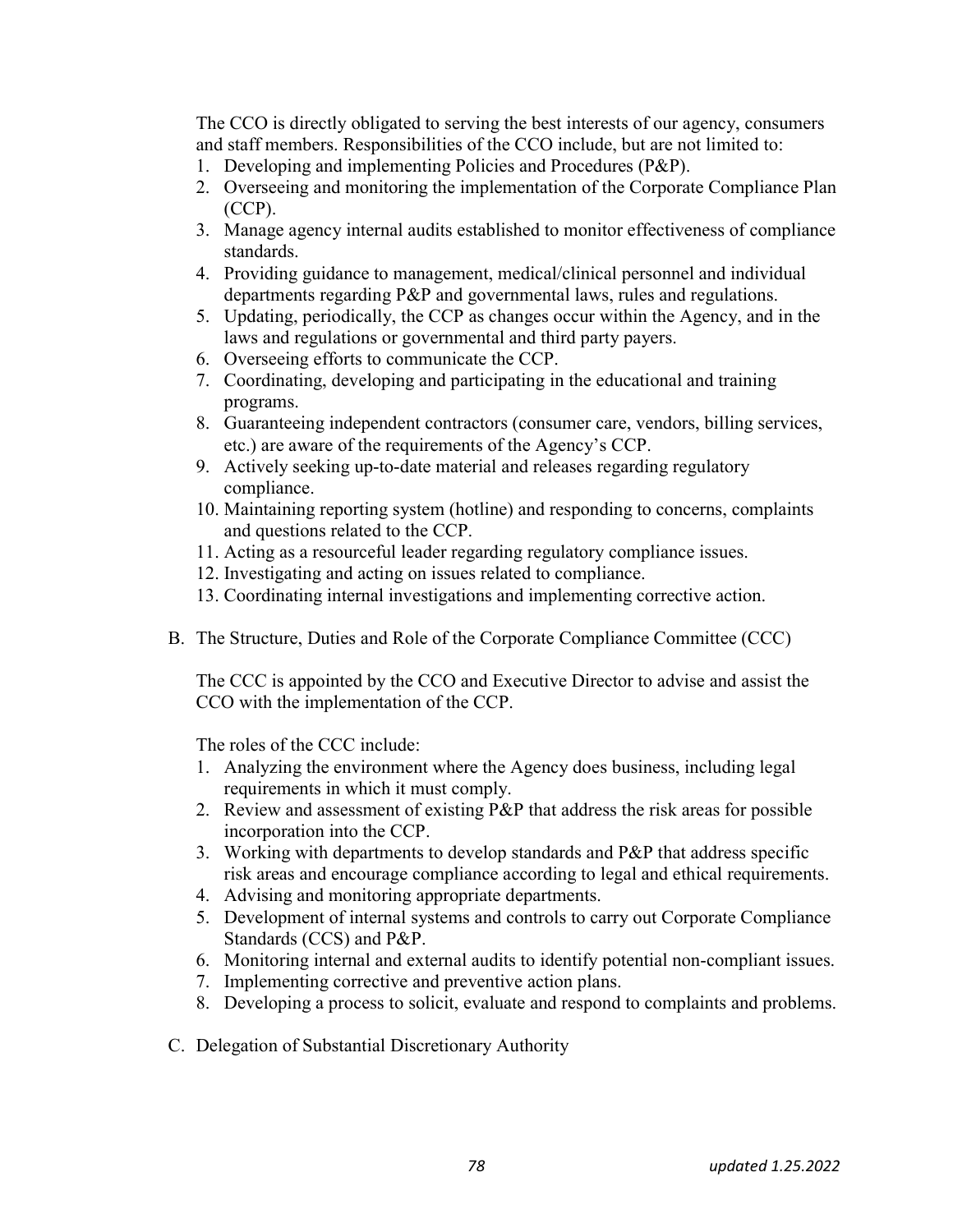The CCO is directly obligated to serving the best interests of our agency, consumers and staff members. Responsibilities of the CCO include, but are not limited to:

1. Developing and implementing Policies and Procedures (P&P).
2. Overseeing and monitoring the implementation of the Corporate Compliance Plan (CCP).
3. Manage agency internal audits established to monitor effectiveness of compliance standards.
4. Providing guidance to management, medical/clinical personnel and individual departments regarding P&P and governmental laws, rules and regulations.
5. Updating, periodically, the CCP as changes occur within the Agency, and in the laws and regulations or governmental and third party payers.
6. Overseeing efforts to communicate the CCP.
7. Coordinating, developing and participating in the educational and training programs.
8. Guaranteeing independent contractors (consumer care, vendors, billing services, etc.) are aware of the requirements of the Agency's CCP.
9. Actively seeking up-to-date material and releases regarding regulatory compliance.
10. Maintaining reporting system (hotline) and responding to concerns, complaints and questions related to the CCP.
11. Acting as a resourceful leader regarding regulatory compliance issues.
12. Investigating and acting on issues related to compliance.
13. Coordinating internal investigations and implementing corrective action.

B. The Structure, Duties and Role of the Corporate Compliance Committee (CCC)

The CCC is appointed by the CCO and Executive Director to advise and assist the CCO with the implementation of the CCP.

The roles of the CCC include:

1. Analyzing the environment where the Agency does business, including legal requirements in which it must comply.
2. Review and assessment of existing P&P that address the risk areas for possible incorporation into the CCP.
3. Working with departments to develop standards and P&P that address specific risk areas and encourage compliance according to legal and ethical requirements.
4. Advising and monitoring appropriate departments.
5. Development of internal systems and controls to carry out Corporate Compliance Standards (CCS) and P&P.
6. Monitoring internal and external audits to identify potential non-compliant issues.
7. Implementing corrective and preventive action plans.
8. Developing a process to solicit, evaluate and respond to complaints and problems.

C. Delegation of Substantial Discretionary Authority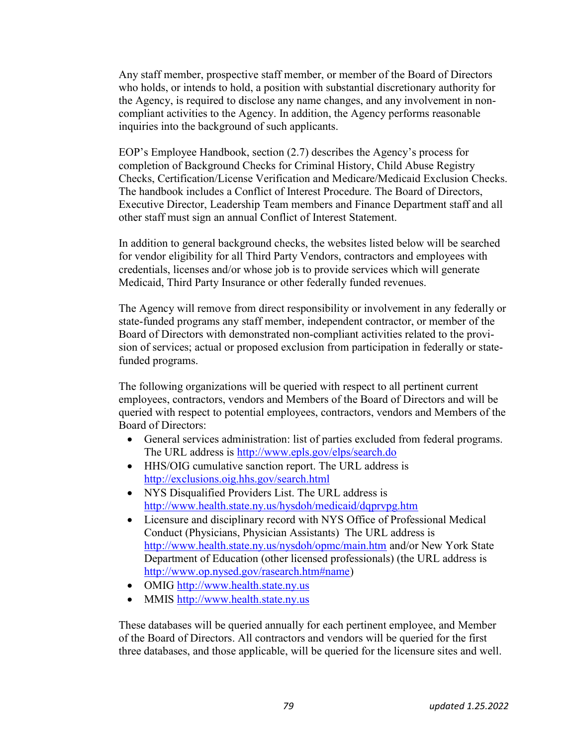Any staff member, prospective staff member, or member of the Board of Directors who holds, or intends to hold, a position with substantial discretionary authority for the Agency, is required to disclose any name changes, and any involvement in non-compliant activities to the Agency. In addition, the Agency performs reasonable inquiries into the background of such applicants.

EOP's Employee Handbook, section (2.7) describes the Agency's process for completion of Background Checks for Criminal History, Child Abuse Registry Checks, Certification/License Verification and Medicare/Medicaid Exclusion Checks. The handbook includes a Conflict of Interest Procedure. The Board of Directors, Executive Director, Leadership Team members and Finance Department staff and all other staff must sign an annual Conflict of Interest Statement.

In addition to general background checks, the websites listed below will be searched for vendor eligibility for all Third Party Vendors, contractors and employees with credentials, licenses and/or whose job is to provide services which will generate Medicaid, Third Party Insurance or other federally funded revenues.

The Agency will remove from direct responsibility or involvement in any federally or state-funded programs any staff member, independent contractor, or member of the Board of Directors with demonstrated non-compliant activities related to the provision of services; actual or proposed exclusion from participation in federally or state-funded programs.

The following organizations will be queried with respect to all pertinent current employees, contractors, vendors and Members of the Board of Directors and will be queried with respect to potential employees, contractors, vendors and Members of the Board of Directors:

- General services administration: list of parties excluded from federal programs. The URL address is http://www.epls.gov/elps/search.do
- HHS/OIG cumulative sanction report. The URL address is http://exclusions.oig.hhs.gov/search.html
- NYS Disqualified Providers List. The URL address is http://www.health.state.ny.us/hysdoh/medicaid/dqprvpg.htm
- Licensure and disciplinary record with NYS Office of Professional Medical Conduct (Physicians, Physician Assistants) The URL address is http://www.health.state.ny.us/nysdoh/opmc/main.htm and/or New York State Department of Education (other licensed professionals) (the URL address is http://www.op.nysed.gov/rasearch.htm#name)
- OMIG http://www.health.state.ny.us
- MMIS http://www.health.state.ny.us

These databases will be queried annually for each pertinent employee, and Member of the Board of Directors. All contractors and vendors will be queried for the first three databases, and those applicable, will be queried for the licensure sites and well.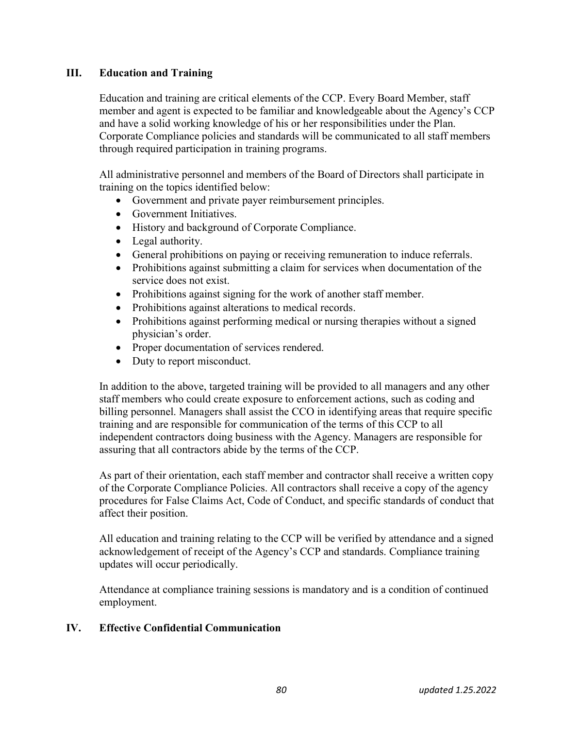## III. Education and Training

Education and training are critical elements of the CCP. Every Board Member, staff member and agent is expected to be familiar and knowledgeable about the Agency's CCP and have a solid working knowledge of his or her responsibilities under the Plan. Corporate Compliance policies and standards will be communicated to all staff members through required participation in training programs.

All administrative personnel and members of the Board of Directors shall participate in training on the topics identified below:

- Government and private payer reimbursement principles.
- Government Initiatives.
- History and background of Corporate Compliance.
- Legal authority.
- General prohibitions on paying or receiving remuneration to induce referrals.
- Prohibitions against submitting a claim for services when documentation of the service does not exist.
- Prohibitions against signing for the work of another staff member.
- Prohibitions against alterations to medical records.
- Prohibitions against performing medical or nursing therapies without a signed physician's order.
- Proper documentation of services rendered.
- Duty to report misconduct.

In addition to the above, targeted training will be provided to all managers and any other staff members who could create exposure to enforcement actions, such as coding and billing personnel. Managers shall assist the CCO in identifying areas that require specific training and are responsible for communication of the terms of this CCP to all independent contractors doing business with the Agency. Managers are responsible for assuring that all contractors abide by the terms of the CCP.

As part of their orientation, each staff member and contractor shall receive a written copy of the Corporate Compliance Policies. All contractors shall receive a copy of the agency procedures for False Claims Act, Code of Conduct, and specific standards of conduct that affect their position.

All education and training relating to the CCP will be verified by attendance and a signed acknowledgement of receipt of the Agency's CCP and standards. Compliance training updates will occur periodically.

Attendance at compliance training sessions is mandatory and is a condition of continued employment.

## IV. Effective Confidential Communication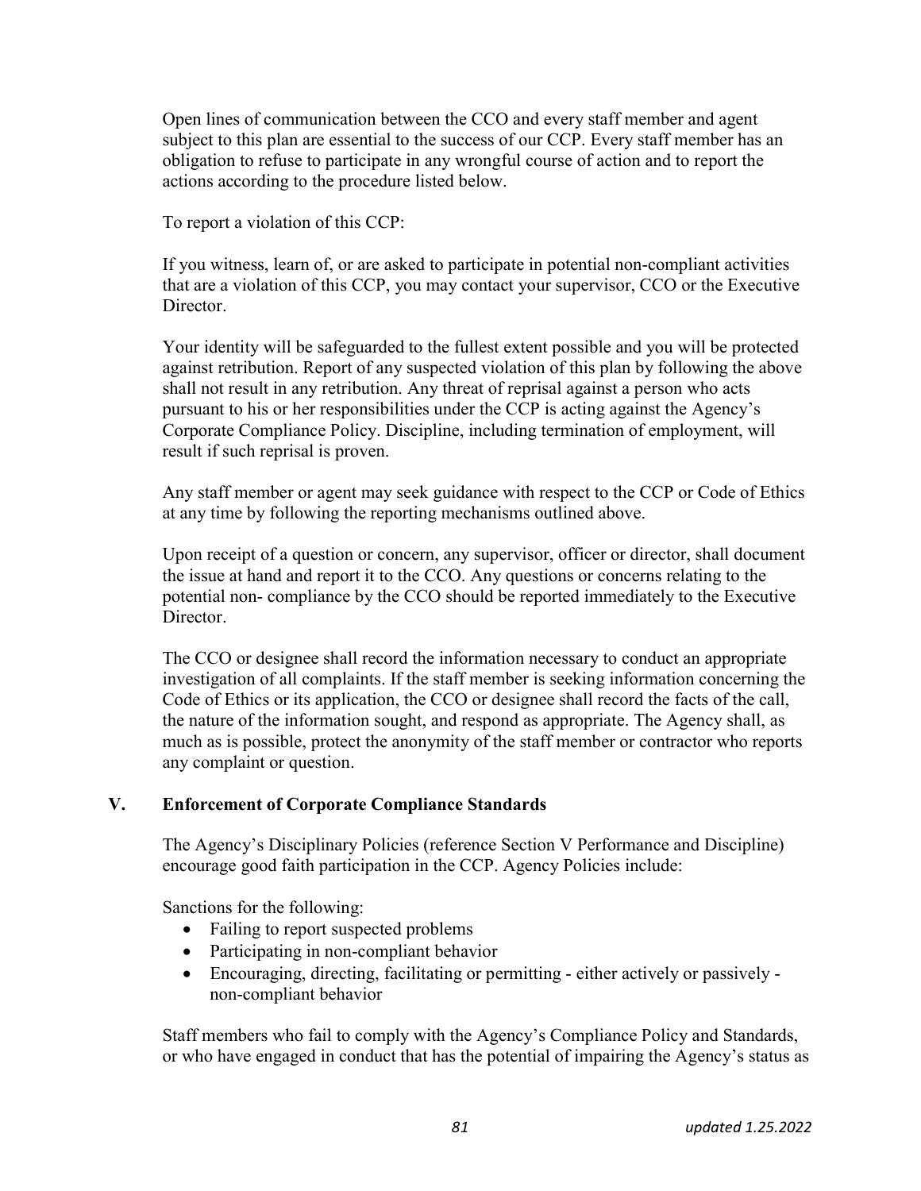Open lines of communication between the CCO and every staff member and agent subject to this plan are essential to the success of our CCP. Every staff member has an obligation to refuse to participate in any wrongful course of action and to report the actions according to the procedure listed below.

To report a violation of this CCP:

If you witness, learn of, or are asked to participate in potential non-compliant activities that are a violation of this CCP, you may contact your supervisor, CCO or the Executive Director.

Your identity will be safeguarded to the fullest extent possible and you will be protected against retribution. Report of any suspected violation of this plan by following the above shall not result in any retribution. Any threat of reprisal against a person who acts pursuant to his or her responsibilities under the CCP is acting against the Agency's Corporate Compliance Policy. Discipline, including termination of employment, will result if such reprisal is proven.

Any staff member or agent may seek guidance with respect to the CCP or Code of Ethics at any time by following the reporting mechanisms outlined above.

Upon receipt of a question or concern, any supervisor, officer or director, shall document the issue at hand and report it to the CCO. Any questions or concerns relating to the potential non- compliance by the CCO should be reported immediately to the Executive Director.

The CCO or designee shall record the information necessary to conduct an appropriate investigation of all complaints. If the staff member is seeking information concerning the Code of Ethics or its application, the CCO or designee shall record the facts of the call, the nature of the information sought, and respond as appropriate. The Agency shall, as much as is possible, protect the anonymity of the staff member or contractor who reports any complaint or question.

## V. Enforcement of Corporate Compliance Standards

The Agency's Disciplinary Policies (reference Section V Performance and Discipline) encourage good faith participation in the CCP. Agency Policies include:

Sanctions for the following:

- Failing to report suspected problems
- Participating in non-compliant behavior
- Encouraging, directing, facilitating or permitting - either actively or passively - non-compliant behavior

Staff members who fail to comply with the Agency's Compliance Policy and Standards, or who have engaged in conduct that has the potential of impairing the Agency's status as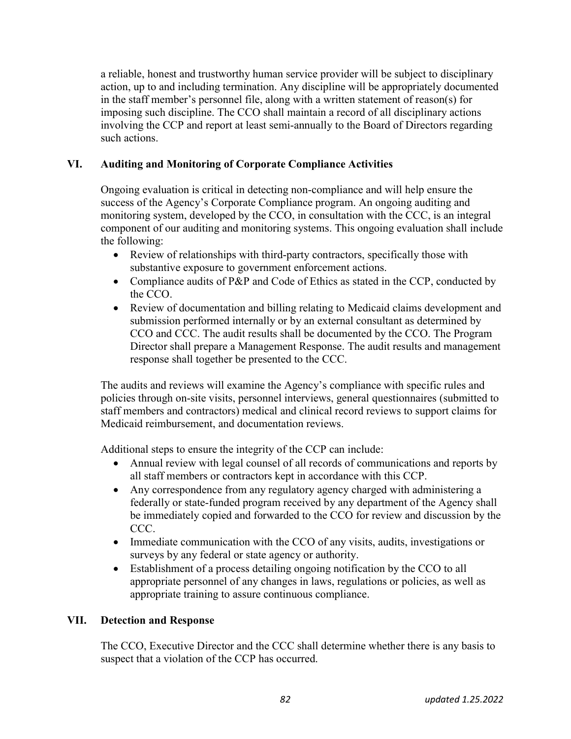a reliable, honest and trustworthy human service provider will be subject to disciplinary action, up to and including termination. Any discipline will be appropriately documented in the staff member's personnel file, along with a written statement of reason(s) for imposing such discipline. The CCO shall maintain a record of all disciplinary actions involving the CCP and report at least semi-annually to the Board of Directors regarding such actions.

## VI. Auditing and Monitoring of Corporate Compliance Activities

Ongoing evaluation is critical in detecting non-compliance and will help ensure the success of the Agency's Corporate Compliance program. An ongoing auditing and monitoring system, developed by the CCO, in consultation with the CCC, is an integral component of our auditing and monitoring systems. This ongoing evaluation shall include the following:

- Review of relationships with third-party contractors, specifically those with substantive exposure to government enforcement actions.
- Compliance audits of P&P and Code of Ethics as stated in the CCP, conducted by the CCO.
- Review of documentation and billing relating to Medicaid claims development and submission performed internally or by an external consultant as determined by CCO and CCC. The audit results shall be documented by the CCO. The Program Director shall prepare a Management Response. The audit results and management response shall together be presented to the CCC.

The audits and reviews will examine the Agency's compliance with specific rules and policies through on-site visits, personnel interviews, general questionnaires (submitted to staff members and contractors) medical and clinical record reviews to support claims for Medicaid reimbursement, and documentation reviews.

Additional steps to ensure the integrity of the CCP can include:

- Annual review with legal counsel of all records of communications and reports by all staff members or contractors kept in accordance with this CCP.
- Any correspondence from any regulatory agency charged with administering a federally or state-funded program received by any department of the Agency shall be immediately copied and forwarded to the CCO for review and discussion by the CCC.
- Immediate communication with the CCO of any visits, audits, investigations or surveys by any federal or state agency or authority.
- Establishment of a process detailing ongoing notification by the CCO to all appropriate personnel of any changes in laws, regulations or policies, as well as appropriate training to assure continuous compliance.

## VII. Detection and Response

The CCO, Executive Director and the CCC shall determine whether there is any basis to suspect that a violation of the CCP has occurred.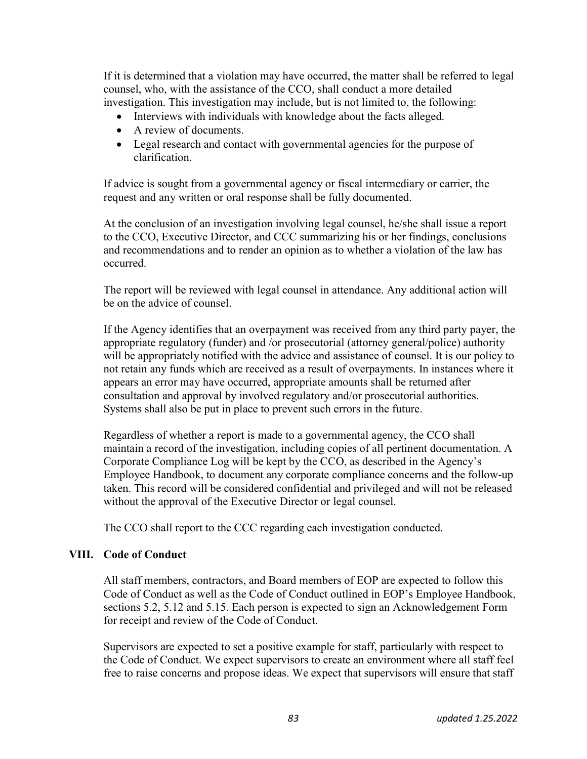If it is determined that a violation may have occurred, the matter shall be referred to legal counsel, who, with the assistance of the CCO, shall conduct a more detailed investigation. This investigation may include, but is not limited to, the following:

- Interviews with individuals with knowledge about the facts alleged.
- A review of documents.
- Legal research and contact with governmental agencies for the purpose of clarification.

If advice is sought from a governmental agency or fiscal intermediary or carrier, the request and any written or oral response shall be fully documented.

At the conclusion of an investigation involving legal counsel, he/she shall issue a report to the CCO, Executive Director, and CCC summarizing his or her findings, conclusions and recommendations and to render an opinion as to whether a violation of the law has occurred.

The report will be reviewed with legal counsel in attendance. Any additional action will be on the advice of counsel.

If the Agency identifies that an overpayment was received from any third party payer, the appropriate regulatory (funder) and /or prosecutorial (attorney general/police) authority will be appropriately notified with the advice and assistance of counsel. It is our policy to not retain any funds which are received as a result of overpayments. In instances where it appears an error may have occurred, appropriate amounts shall be returned after consultation and approval by involved regulatory and/or prosecutorial authorities. Systems shall also be put in place to prevent such errors in the future.

Regardless of whether a report is made to a governmental agency, the CCO shall maintain a record of the investigation, including copies of all pertinent documentation. A Corporate Compliance Log will be kept by the CCO, as described in the Agency's Employee Handbook, to document any corporate compliance concerns and the follow-up taken. This record will be considered confidential and privileged and will not be released without the approval of the Executive Director or legal counsel.

The CCO shall report to the CCC regarding each investigation conducted.

## VIII. Code of Conduct

All staff members, contractors, and Board members of EOP are expected to follow this Code of Conduct as well as the Code of Conduct outlined in EOP's Employee Handbook, sections 5.2, 5.12 and 5.15. Each person is expected to sign an Acknowledgement Form for receipt and review of the Code of Conduct.

Supervisors are expected to set a positive example for staff, particularly with respect to the Code of Conduct. We expect supervisors to create an environment where all staff feel free to raise concerns and propose ideas. We expect that supervisors will ensure that staff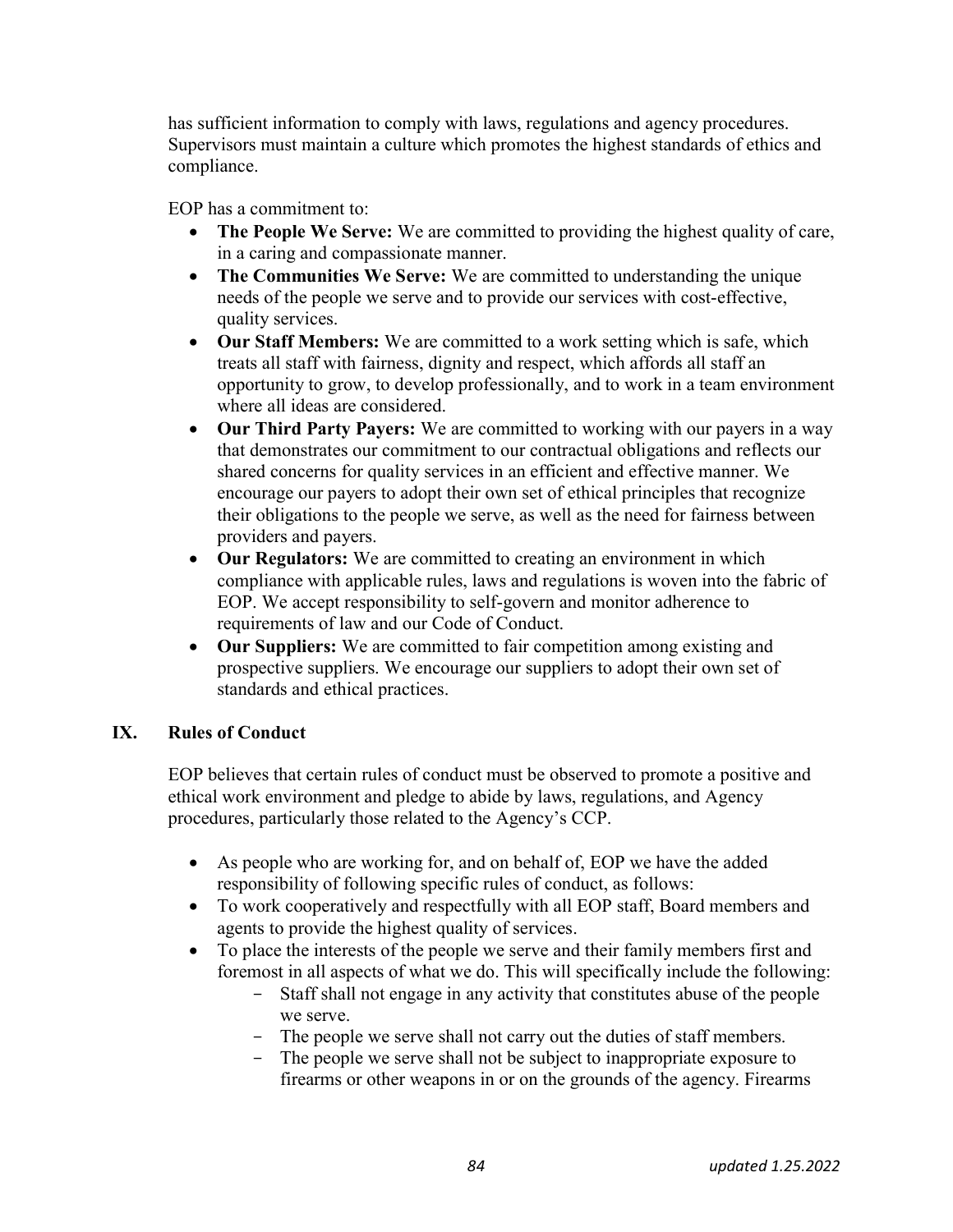has sufficient information to comply with laws, regulations and agency procedures. Supervisors must maintain a culture which promotes the highest standards of ethics and compliance.

EOP has a commitment to:

- **The People We Serve:** We are committed to providing the highest quality of care, in a caring and compassionate manner.
- **The Communities We Serve:** We are committed to understanding the unique needs of the people we serve and to provide our services with cost-effective, quality services.
- **Our Staff Members:** We are committed to a work setting which is safe, which treats all staff with fairness, dignity and respect, which affords all staff an opportunity to grow, to develop professionally, and to work in a team environment where all ideas are considered.
- **Our Third Party Payers:** We are committed to working with our payers in a way that demonstrates our commitment to our contractual obligations and reflects our shared concerns for quality services in an efficient and effective manner. We encourage our payers to adopt their own set of ethical principles that recognize their obligations to the people we serve, as well as the need for fairness between providers and payers.
- **Our Regulators:** We are committed to creating an environment in which compliance with applicable rules, laws and regulations is woven into the fabric of EOP. We accept responsibility to self-govern and monitor adherence to requirements of law and our Code of Conduct.
- **Our Suppliers:** We are committed to fair competition among existing and prospective suppliers. We encourage our suppliers to adopt their own set of standards and ethical practices.

## IX. Rules of Conduct

EOP believes that certain rules of conduct must be observed to promote a positive and ethical work environment and pledge to abide by laws, regulations, and Agency procedures, particularly those related to the Agency's CCP.

- As people who are working for, and on behalf of, EOP we have the added responsibility of following specific rules of conduct, as follows:
- To work cooperatively and respectfully with all EOP staff, Board members and agents to provide the highest quality of services.
- To place the interests of the people we serve and their family members first and foremost in all aspects of what we do. This will specifically include the following:
  - Staff shall not engage in any activity that constitutes abuse of the people we serve.
  - The people we serve shall not carry out the duties of staff members.
  - The people we serve shall not be subject to inappropriate exposure to firearms or other weapons in or on the grounds of the agency. Firearms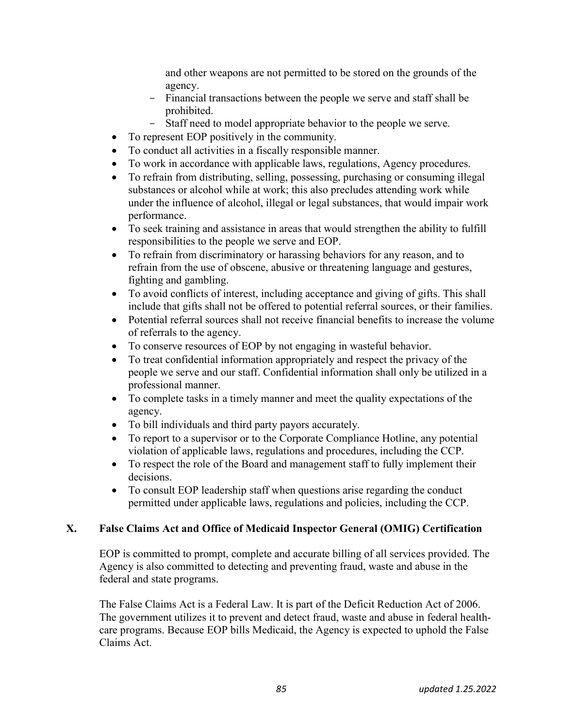and other weapons are not permitted to be stored on the grounds of the agency.
  - Financial transactions between the people we serve and staff shall be prohibited.
  - Staff need to model appropriate behavior to the people we serve.
- To represent EOP positively in the community.
- To conduct all activities in a fiscally responsible manner.
- To work in accordance with applicable laws, regulations, Agency procedures.
- To refrain from distributing, selling, possessing, purchasing or consuming illegal substances or alcohol while at work; this also precludes attending work while under the influence of alcohol, illegal or legal substances, that would impair work performance.
- To seek training and assistance in areas that would strengthen the ability to fulfill responsibilities to the people we serve and EOP.
- To refrain from discriminatory or harassing behaviors for any reason, and to refrain from the use of obscene, abusive or threatening language and gestures, fighting and gambling.
- To avoid conflicts of interest, including acceptance and giving of gifts. This shall include that gifts shall not be offered to potential referral sources, or their families.
- Potential referral sources shall not receive financial benefits to increase the volume of referrals to the agency.
- To conserve resources of EOP by not engaging in wasteful behavior.
- To treat confidential information appropriately and respect the privacy of the people we serve and our staff. Confidential information shall only be utilized in a professional manner.
- To complete tasks in a timely manner and meet the quality expectations of the agency.
- To bill individuals and third party payors accurately.
- To report to a supervisor or to the Corporate Compliance Hotline, any potential violation of applicable laws, regulations and procedures, including the CCP.
- To respect the role of the Board and management staff to fully implement their decisions.
- To consult EOP leadership staff when questions arise regarding the conduct permitted under applicable laws, regulations and policies, including the CCP.

## X. False Claims Act and Office of Medicaid Inspector General (OMIG) Certification

EOP is committed to prompt, complete and accurate billing of all services provided. The Agency is also committed to detecting and preventing fraud, waste and abuse in the federal and state programs.

The False Claims Act is a Federal Law. It is part of the Deficit Reduction Act of 2006. The government utilizes it to prevent and detect fraud, waste and abuse in federal health-care programs. Because EOP bills Medicaid, the Agency is expected to uphold the False Claims Act.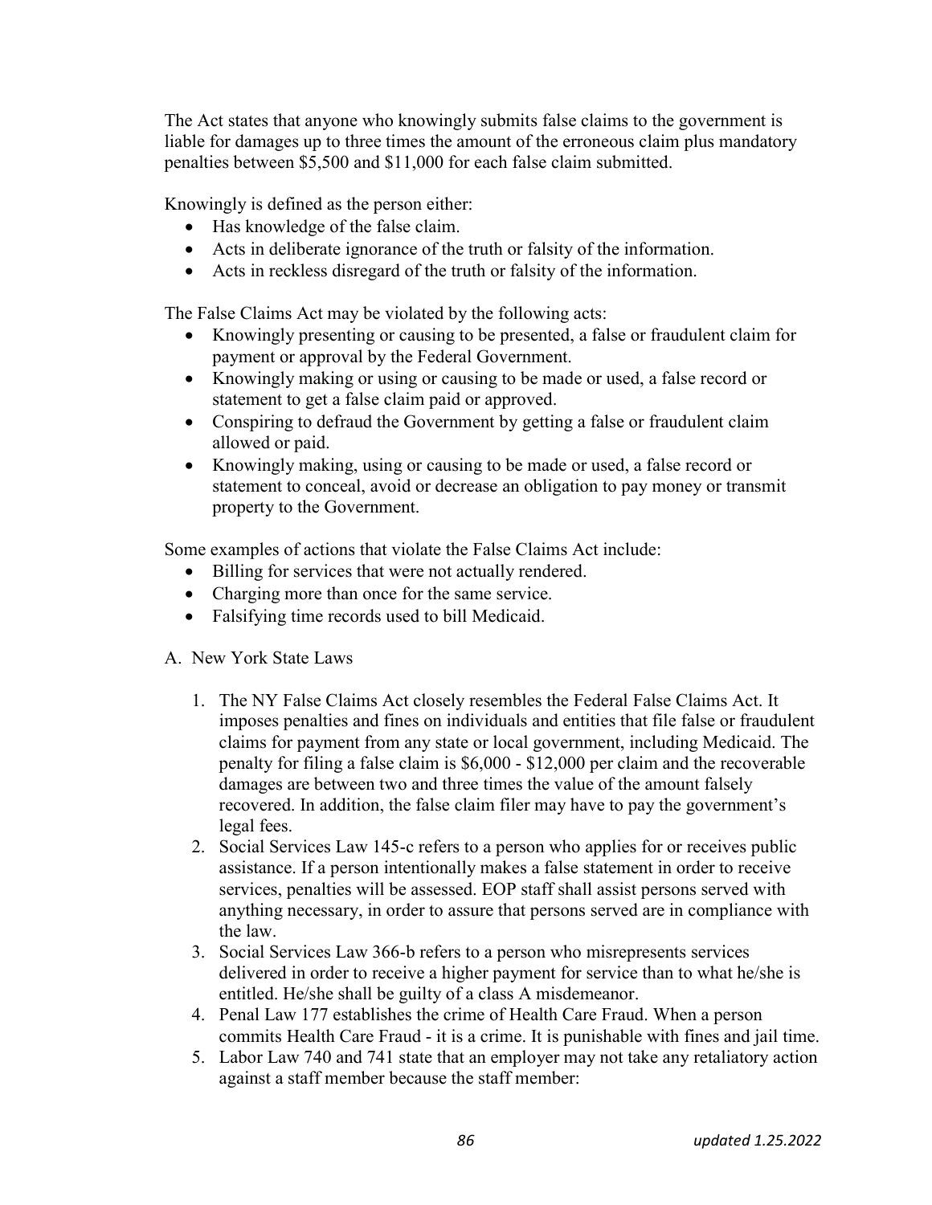The Act states that anyone who knowingly submits false claims to the government is liable for damages up to three times the amount of the erroneous claim plus mandatory penalties between $5,500 and $11,000 for each false claim submitted.

Knowingly is defined as the person either:

- Has knowledge of the false claim.
- Acts in deliberate ignorance of the truth or falsity of the information.
- Acts in reckless disregard of the truth or falsity of the information.

The False Claims Act may be violated by the following acts:

- Knowingly presenting or causing to be presented, a false or fraudulent claim for payment or approval by the Federal Government.
- Knowingly making or using or causing to be made or used, a false record or statement to get a false claim paid or approved.
- Conspiring to defraud the Government by getting a false or fraudulent claim allowed or paid.
- Knowingly making, using or causing to be made or used, a false record or statement to conceal, avoid or decrease an obligation to pay money or transmit property to the Government.

Some examples of actions that violate the False Claims Act include:

- Billing for services that were not actually rendered.
- Charging more than once for the same service.
- Falsifying time records used to bill Medicaid.

A. New York State Laws

1. The NY False Claims Act closely resembles the Federal False Claims Act. It imposes penalties and fines on individuals and entities that file false or fraudulent claims for payment from any state or local government, including Medicaid. The penalty for filing a false claim is $6,000 - $12,000 per claim and the recoverable damages are between two and three times the value of the amount falsely recovered. In addition, the false claim filer may have to pay the government's legal fees.
2. Social Services Law 145-c refers to a person who applies for or receives public assistance. If a person intentionally makes a false statement in order to receive services, penalties will be assessed. EOP staff shall assist persons served with anything necessary, in order to assure that persons served are in compliance with the law.
3. Social Services Law 366-b refers to a person who misrepresents services delivered in order to receive a higher payment for service than to what he/she is entitled. He/she shall be guilty of a class A misdemeanor.
4. Penal Law 177 establishes the crime of Health Care Fraud. When a person commits Health Care Fraud - it is a crime. It is punishable with fines and jail time.
5. Labor Law 740 and 741 state that an employer may not take any retaliatory action against a staff member because the staff member: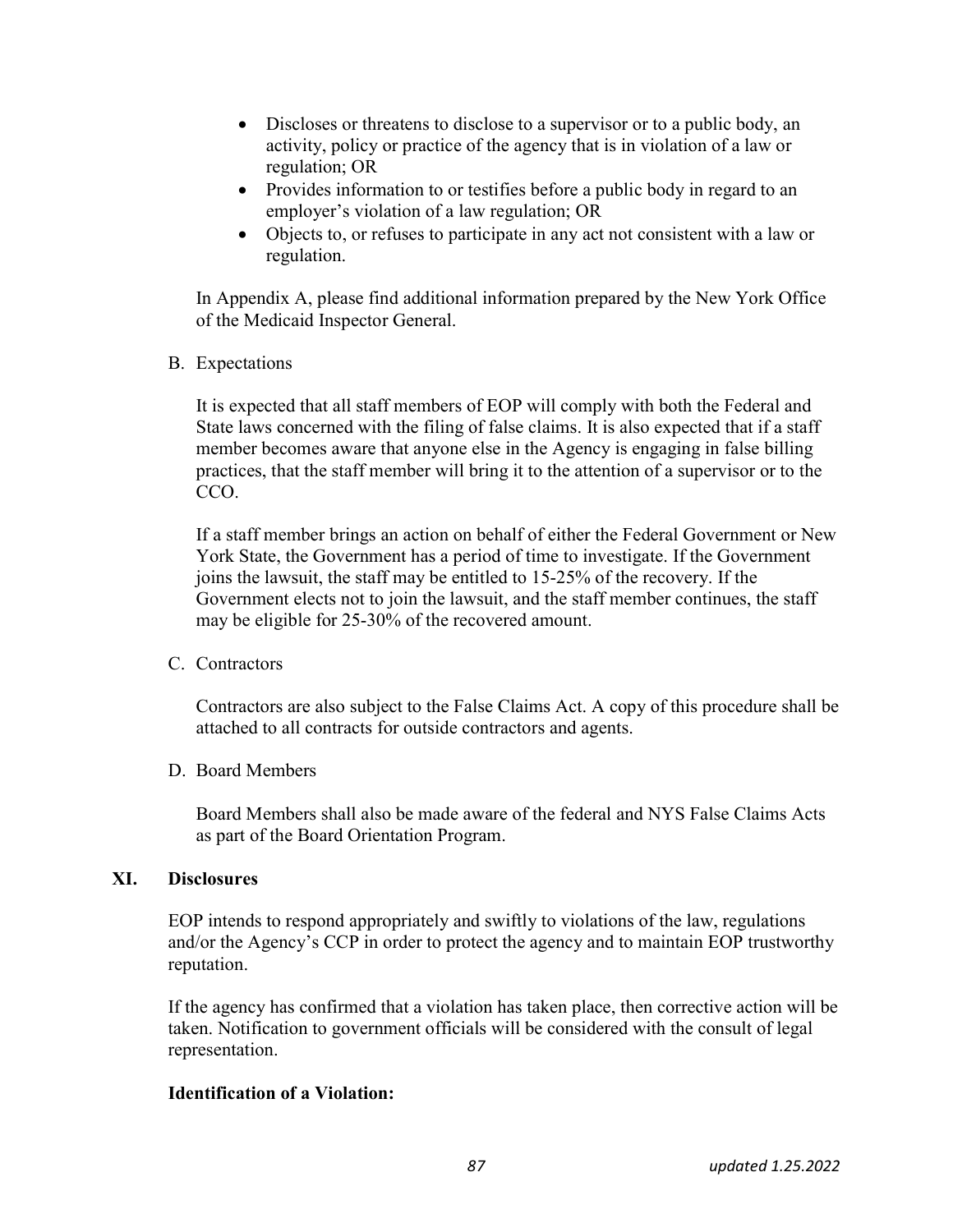- Discloses or threatens to disclose to a supervisor or to a public body, an activity, policy or practice of the agency that is in violation of a law or regulation; OR
- Provides information to or testifies before a public body in regard to an employer's violation of a law regulation; OR
- Objects to, or refuses to participate in any act not consistent with a law or regulation.

In Appendix A, please find additional information prepared by the New York Office of the Medicaid Inspector General.

B. Expectations

It is expected that all staff members of EOP will comply with both the Federal and State laws concerned with the filing of false claims. It is also expected that if a staff member becomes aware that anyone else in the Agency is engaging in false billing practices, that the staff member will bring it to the attention of a supervisor or to the CCO.

If a staff member brings an action on behalf of either the Federal Government or New York State, the Government has a period of time to investigate. If the Government joins the lawsuit, the staff may be entitled to 15-25% of the recovery. If the Government elects not to join the lawsuit, and the staff member continues, the staff may be eligible for 25-30% of the recovered amount.

C. Contractors

Contractors are also subject to the False Claims Act. A copy of this procedure shall be attached to all contracts for outside contractors and agents.

D. Board Members

Board Members shall also be made aware of the federal and NYS False Claims Acts as part of the Board Orientation Program.

## XI. Disclosures

EOP intends to respond appropriately and swiftly to violations of the law, regulations and/or the Agency's CCP in order to protect the agency and to maintain EOP trustworthy reputation.

If the agency has confirmed that a violation has taken place, then corrective action will be taken. Notification to government officials will be considered with the consult of legal representation.

**Identification of a Violation:**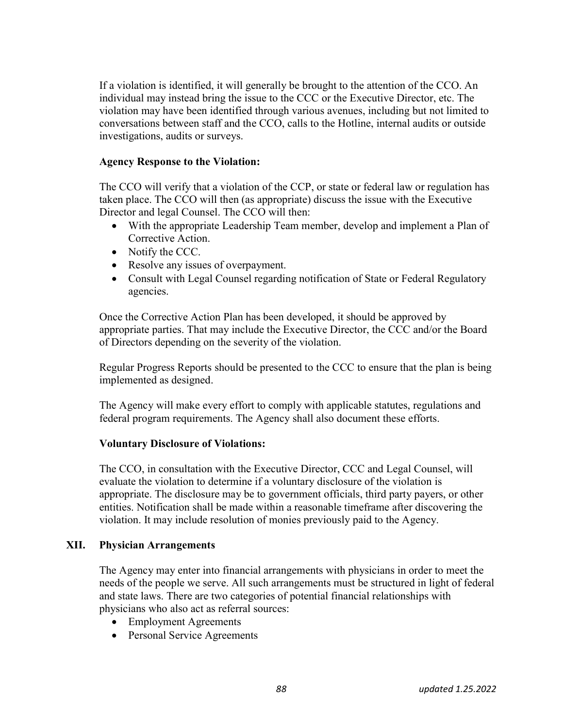If a violation is identified, it will generally be brought to the attention of the CCO. An individual may instead bring the issue to the CCC or the Executive Director, etc. The violation may have been identified through various avenues, including but not limited to conversations between staff and the CCO, calls to the Hotline, internal audits or outside investigations, audits or surveys.

**Agency Response to the Violation:**

The CCO will verify that a violation of the CCP, or state or federal law or regulation has taken place. The CCO will then (as appropriate) discuss the issue with the Executive Director and legal Counsel. The CCO will then:

- With the appropriate Leadership Team member, develop and implement a Plan of Corrective Action.
- Notify the CCC.
- Resolve any issues of overpayment.
- Consult with Legal Counsel regarding notification of State or Federal Regulatory agencies.

Once the Corrective Action Plan has been developed, it should be approved by appropriate parties. That may include the Executive Director, the CCC and/or the Board of Directors depending on the severity of the violation.

Regular Progress Reports should be presented to the CCC to ensure that the plan is being implemented as designed.

The Agency will make every effort to comply with applicable statutes, regulations and federal program requirements. The Agency shall also document these efforts.

**Voluntary Disclosure of Violations:**

The CCO, in consultation with the Executive Director, CCC and Legal Counsel, will evaluate the violation to determine if a voluntary disclosure of the violation is appropriate. The disclosure may be to government officials, third party payers, or other entities. Notification shall be made within a reasonable timeframe after discovering the violation. It may include resolution of monies previously paid to the Agency.

## XII. Physician Arrangements

The Agency may enter into financial arrangements with physicians in order to meet the needs of the people we serve. All such arrangements must be structured in light of federal and state laws. There are two categories of potential financial relationships with physicians who also act as referral sources:

- Employment Agreements
- Personal Service Agreements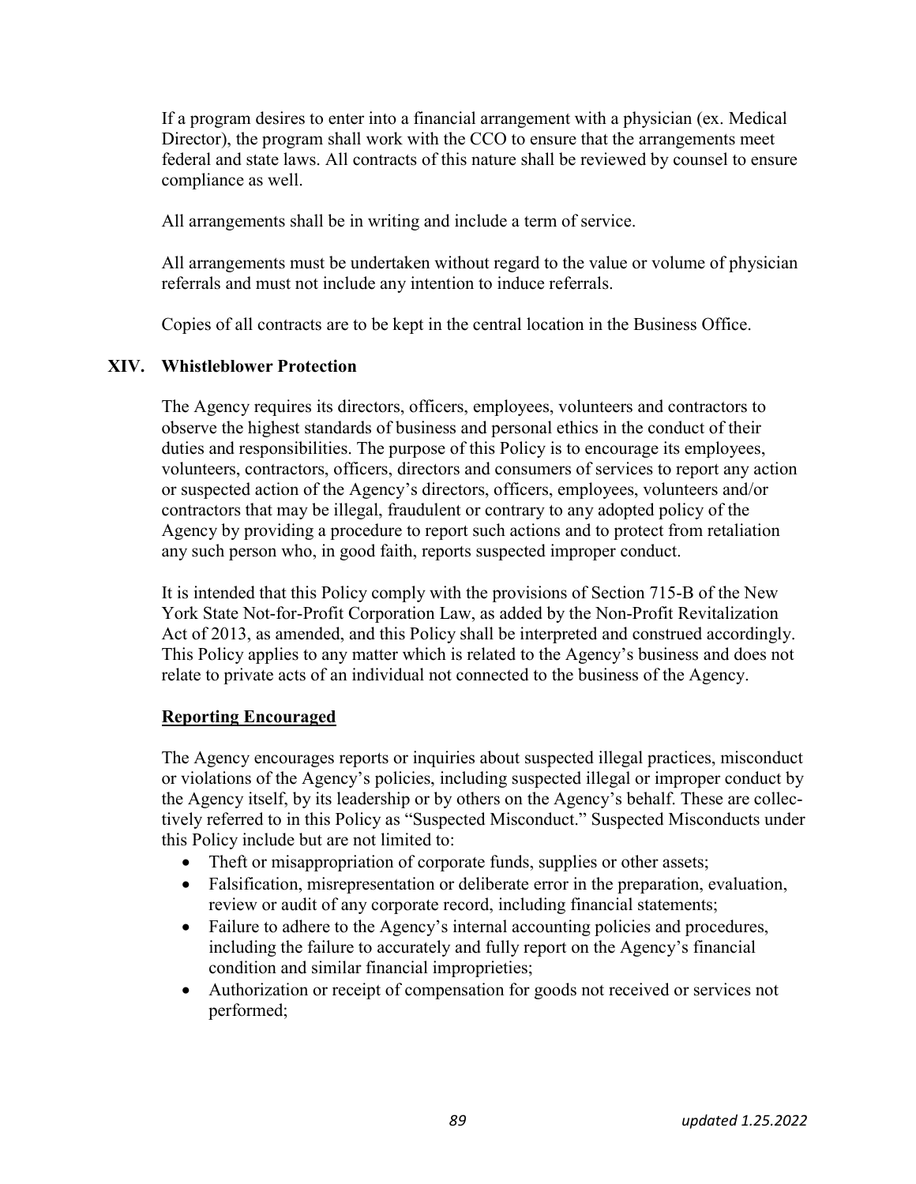If a program desires to enter into a financial arrangement with a physician (ex. Medical Director), the program shall work with the CCO to ensure that the arrangements meet federal and state laws. All contracts of this nature shall be reviewed by counsel to ensure compliance as well.

All arrangements shall be in writing and include a term of service.

All arrangements must be undertaken without regard to the value or volume of physician referrals and must not include any intention to induce referrals.

Copies of all contracts are to be kept in the central location in the Business Office.

## XIV. Whistleblower Protection

The Agency requires its directors, officers, employees, volunteers and contractors to observe the highest standards of business and personal ethics in the conduct of their duties and responsibilities. The purpose of this Policy is to encourage its employees, volunteers, contractors, officers, directors and consumers of services to report any action or suspected action of the Agency's directors, officers, employees, volunteers and/or contractors that may be illegal, fraudulent or contrary to any adopted policy of the Agency by providing a procedure to report such actions and to protect from retaliation any such person who, in good faith, reports suspected improper conduct.

It is intended that this Policy comply with the provisions of Section 715-B of the New York State Not-for-Profit Corporation Law, as added by the Non-Profit Revitalization Act of 2013, as amended, and this Policy shall be interpreted and construed accordingly. This Policy applies to any matter which is related to the Agency's business and does not relate to private acts of an individual not connected to the business of the Agency.

### Reporting Encouraged

The Agency encourages reports or inquiries about suspected illegal practices, misconduct or violations of the Agency's policies, including suspected illegal or improper conduct by the Agency itself, by its leadership or by others on the Agency's behalf. These are collectively referred to in this Policy as "Suspected Misconduct." Suspected Misconducts under this Policy include but are not limited to:

- Theft or misappropriation of corporate funds, supplies or other assets;
- Falsification, misrepresentation or deliberate error in the preparation, evaluation, review or audit of any corporate record, including financial statements;
- Failure to adhere to the Agency's internal accounting policies and procedures, including the failure to accurately and fully report on the Agency's financial condition and similar financial improprieties;
- Authorization or receipt of compensation for goods not received or services not performed;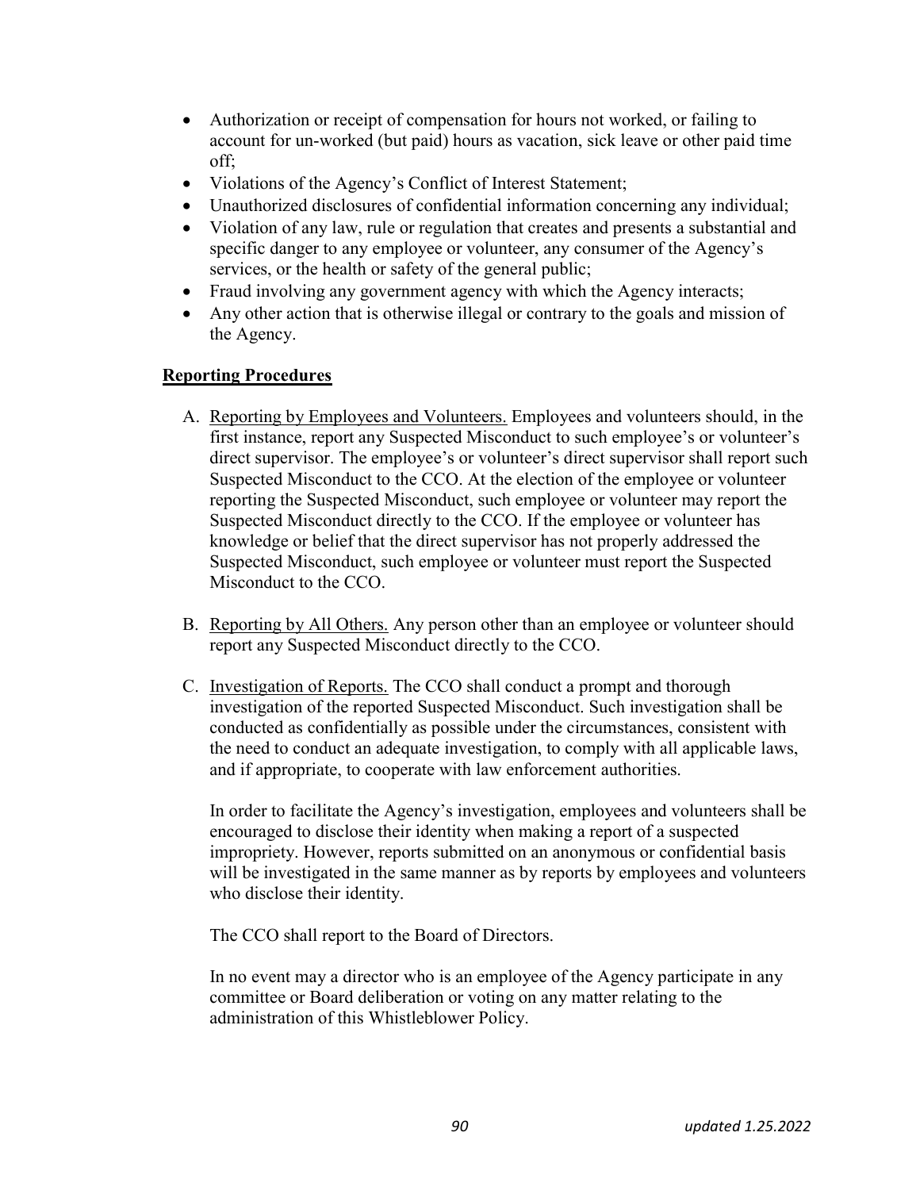- Authorization or receipt of compensation for hours not worked, or failing to account for un-worked (but paid) hours as vacation, sick leave or other paid time off;
- Violations of the Agency's Conflict of Interest Statement;
- Unauthorized disclosures of confidential information concerning any individual;
- Violation of any law, rule or regulation that creates and presents a substantial and specific danger to any employee or volunteer, any consumer of the Agency's services, or the health or safety of the general public;
- Fraud involving any government agency with which the Agency interacts;
- Any other action that is otherwise illegal or contrary to the goals and mission of the Agency.

**Reporting Procedures**

A. Reporting by Employees and Volunteers. Employees and volunteers should, in the first instance, report any Suspected Misconduct to such employee's or volunteer's direct supervisor. The employee's or volunteer's direct supervisor shall report such Suspected Misconduct to the CCO. At the election of the employee or volunteer reporting the Suspected Misconduct, such employee or volunteer may report the Suspected Misconduct directly to the CCO. If the employee or volunteer has knowledge or belief that the direct supervisor has not properly addressed the Suspected Misconduct, such employee or volunteer must report the Suspected Misconduct to the CCO.

B. Reporting by All Others. Any person other than an employee or volunteer should report any Suspected Misconduct directly to the CCO.

C. Investigation of Reports. The CCO shall conduct a prompt and thorough investigation of the reported Suspected Misconduct. Such investigation shall be conducted as confidentially as possible under the circumstances, consistent with the need to conduct an adequate investigation, to comply with all applicable laws, and if appropriate, to cooperate with law enforcement authorities.

   In order to facilitate the Agency's investigation, employees and volunteers shall be encouraged to disclose their identity when making a report of a suspected impropriety. However, reports submitted on an anonymous or confidential basis will be investigated in the same manner as by reports by employees and volunteers who disclose their identity.

   The CCO shall report to the Board of Directors.

   In no event may a director who is an employee of the Agency participate in any committee or Board deliberation or voting on any matter relating to the administration of this Whistleblower Policy.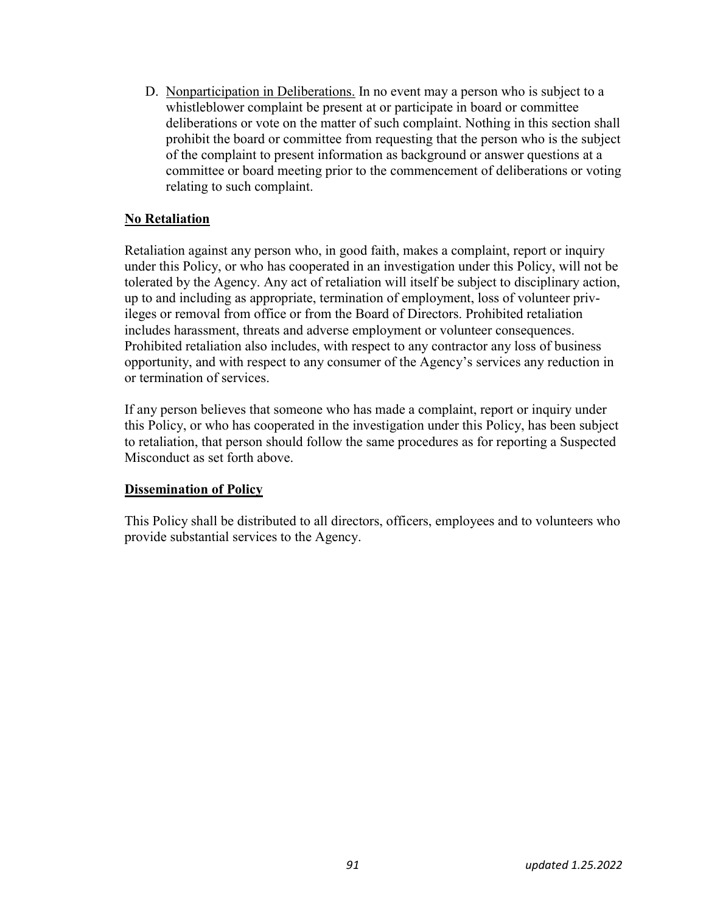D. <u>Nonparticipation in Deliberations.</u> In no event may a person who is subject to a whistleblower complaint be present at or participate in board or committee deliberations or vote on the matter of such complaint. Nothing in this section shall prohibit the board or committee from requesting that the person who is the subject of the complaint to present information as background or answer questions at a committee or board meeting prior to the commencement of deliberations or voting relating to such complaint.

**<u>No Retaliation</u>**

Retaliation against any person who, in good faith, makes a complaint, report or inquiry under this Policy, or who has cooperated in an investigation under this Policy, will not be tolerated by the Agency. Any act of retaliation will itself be subject to disciplinary action, up to and including as appropriate, termination of employment, loss of volunteer privileges or removal from office or from the Board of Directors. Prohibited retaliation includes harassment, threats and adverse employment or volunteer consequences. Prohibited retaliation also includes, with respect to any contractor any loss of business opportunity, and with respect to any consumer of the Agency's services any reduction in or termination of services.

If any person believes that someone who has made a complaint, report or inquiry under this Policy, or who has cooperated in the investigation under this Policy, has been subject to retaliation, that person should follow the same procedures as for reporting a Suspected Misconduct as set forth above.

**<u>Dissemination of Policy</u>**

This Policy shall be distributed to all directors, officers, employees and to volunteers who provide substantial services to the Agency.